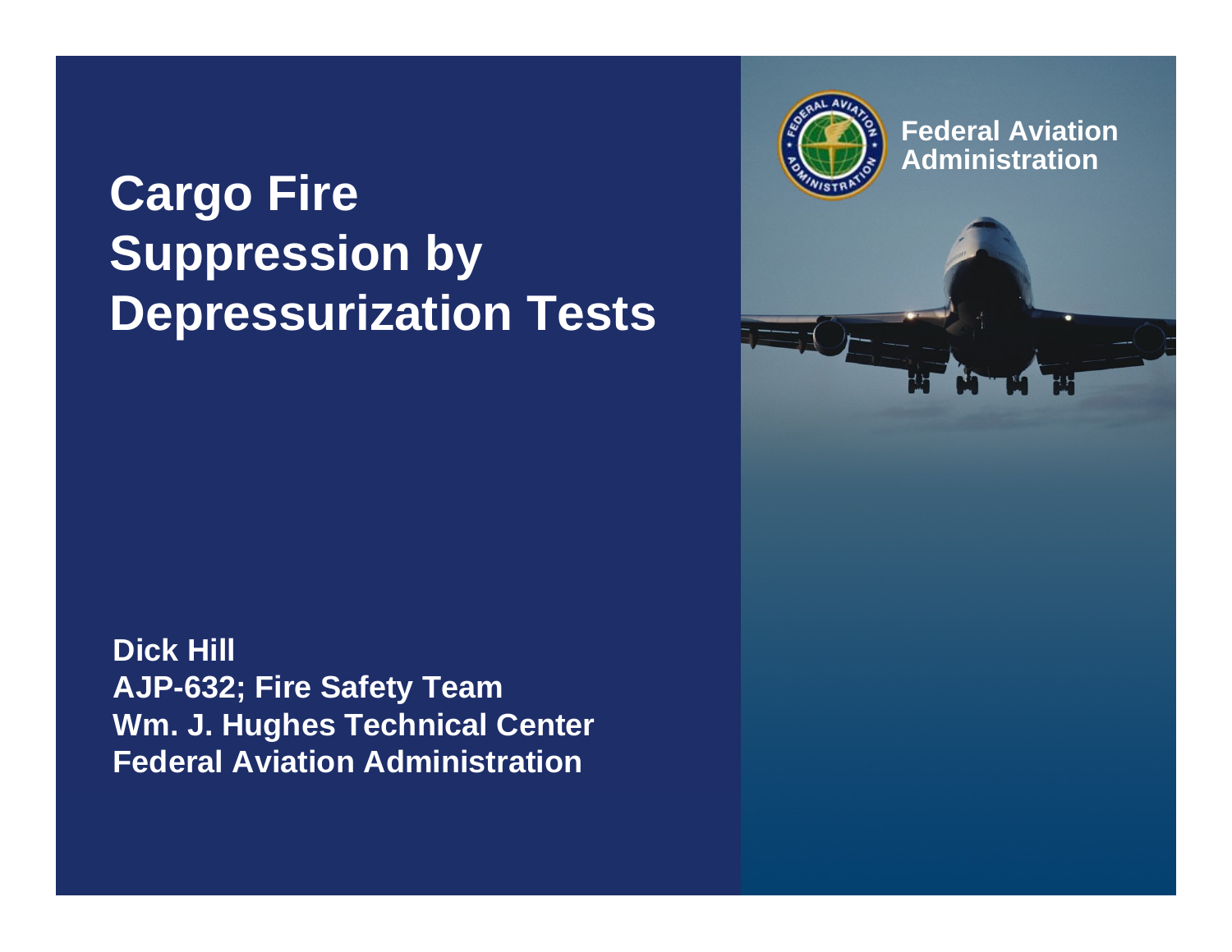# Cargo Fire Suppression by Depressurization Tests

Federal Aviation Administration

**Dick Hill**
**AJP-632; Fire Safety Team**
**Wm. J. Hughes Technical Center**
**Federal Aviation Administration**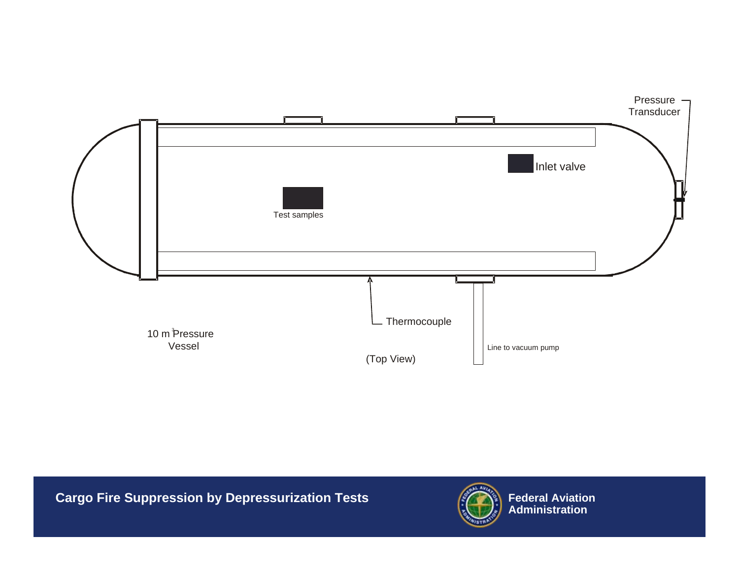Pressure Transducer

Inlet valve

Test samples

Thermocouple

$10\ m^3$ Pressure Vessel

(Top View)

Line to vacuum pump

**Cargo Fire Suppression by Depressurization Tests**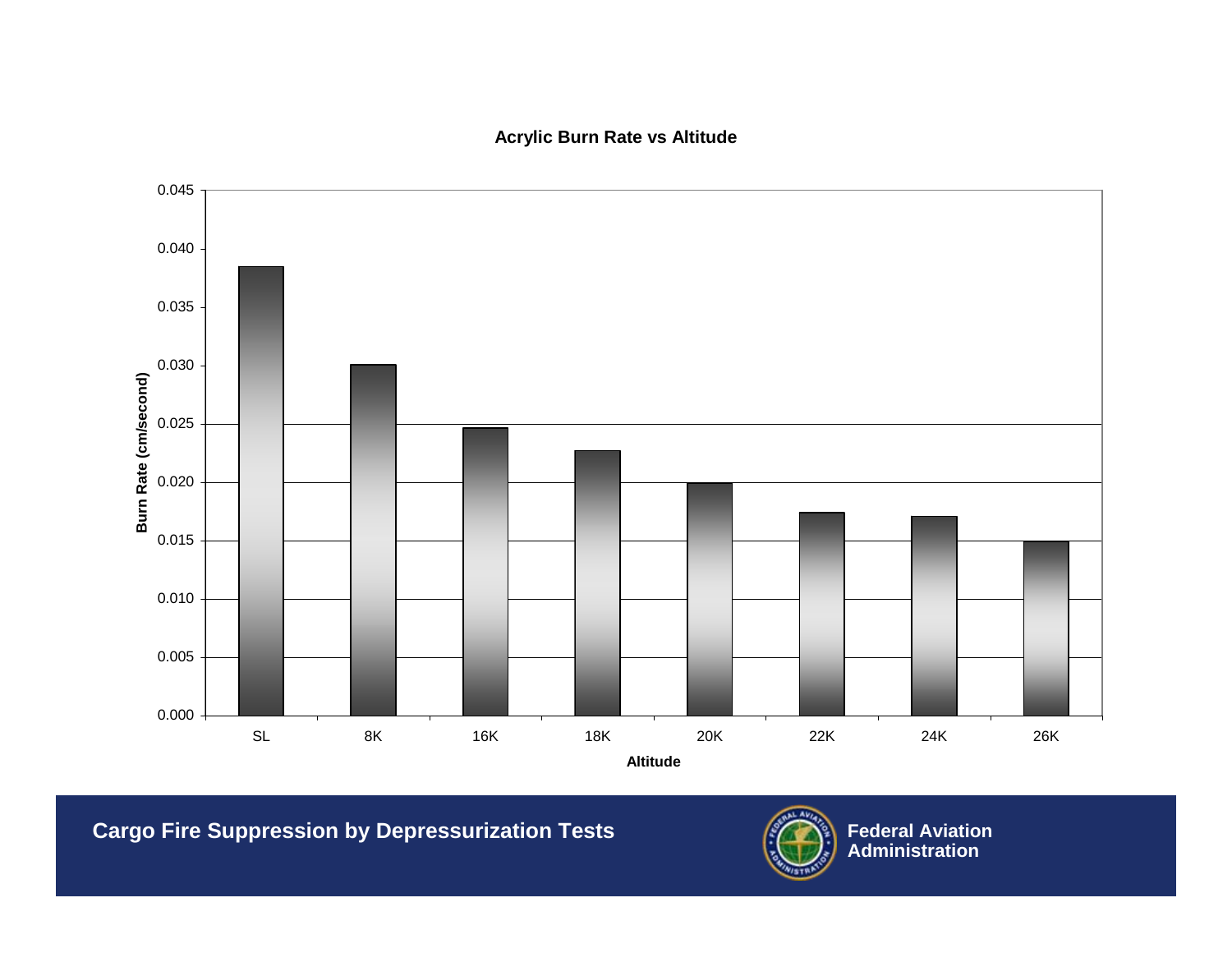# Acrylic Burn Rate vs Altitude

| Altitude | Burn Rate (cm/second) |
|---|---|
| SL | 0.0385 |
| 8K | 0.0301 |
| 16K | 0.0247 |
| 18K | 0.0227 |
| 20K | 0.0199 |
| 22K | 0.0174 |
| 24K | 0.0171 |
| 26K | 0.0149 |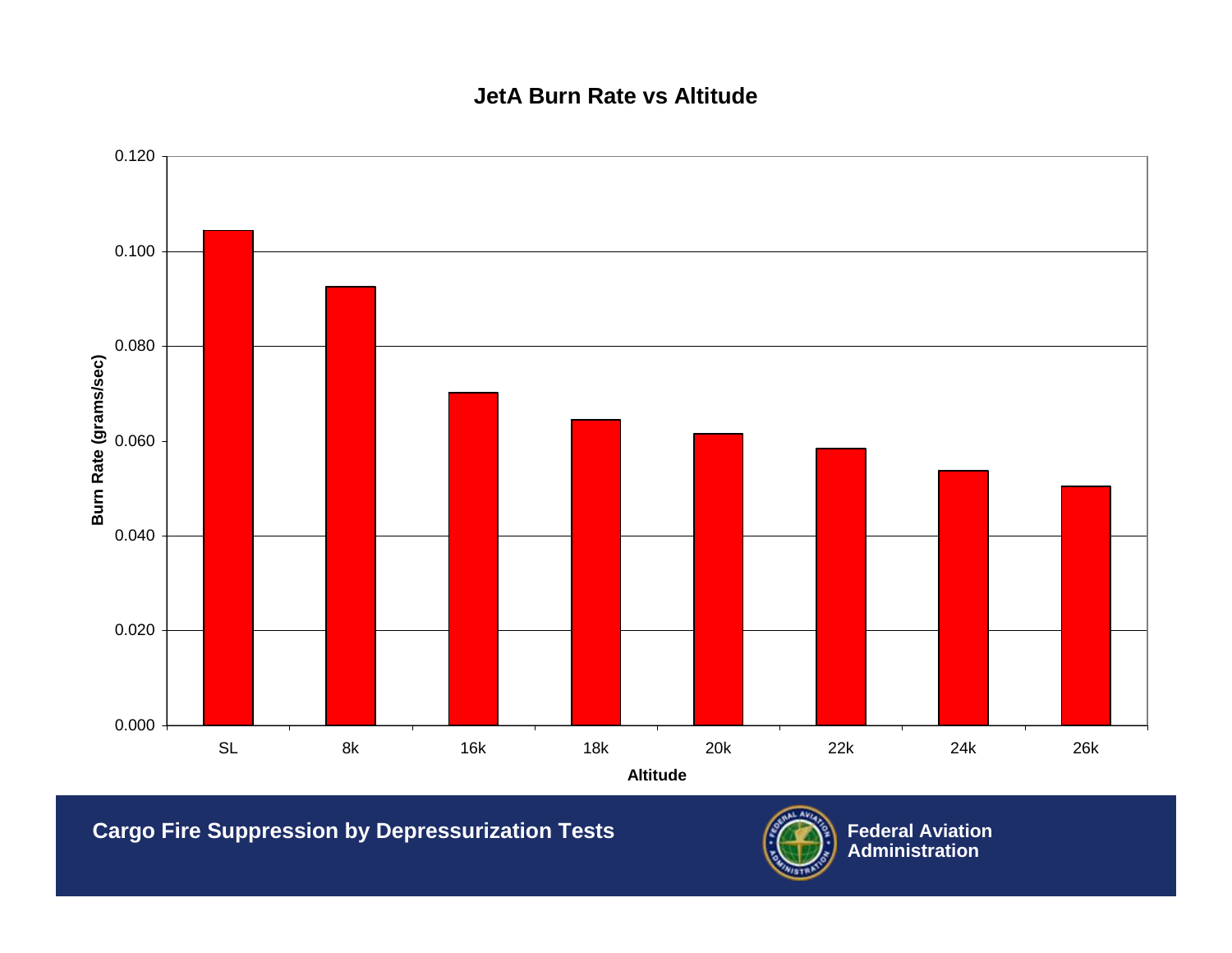## JetA Burn Rate vs Altitude

Burn Rate (grams/sec)

0.120
0.100
0.080
0.060
0.040
0.020
0.000

SL 8k 16k 18k 20k 22k 24k 26k

Altitude

Cargo Fire Suppression by Depressurization Tests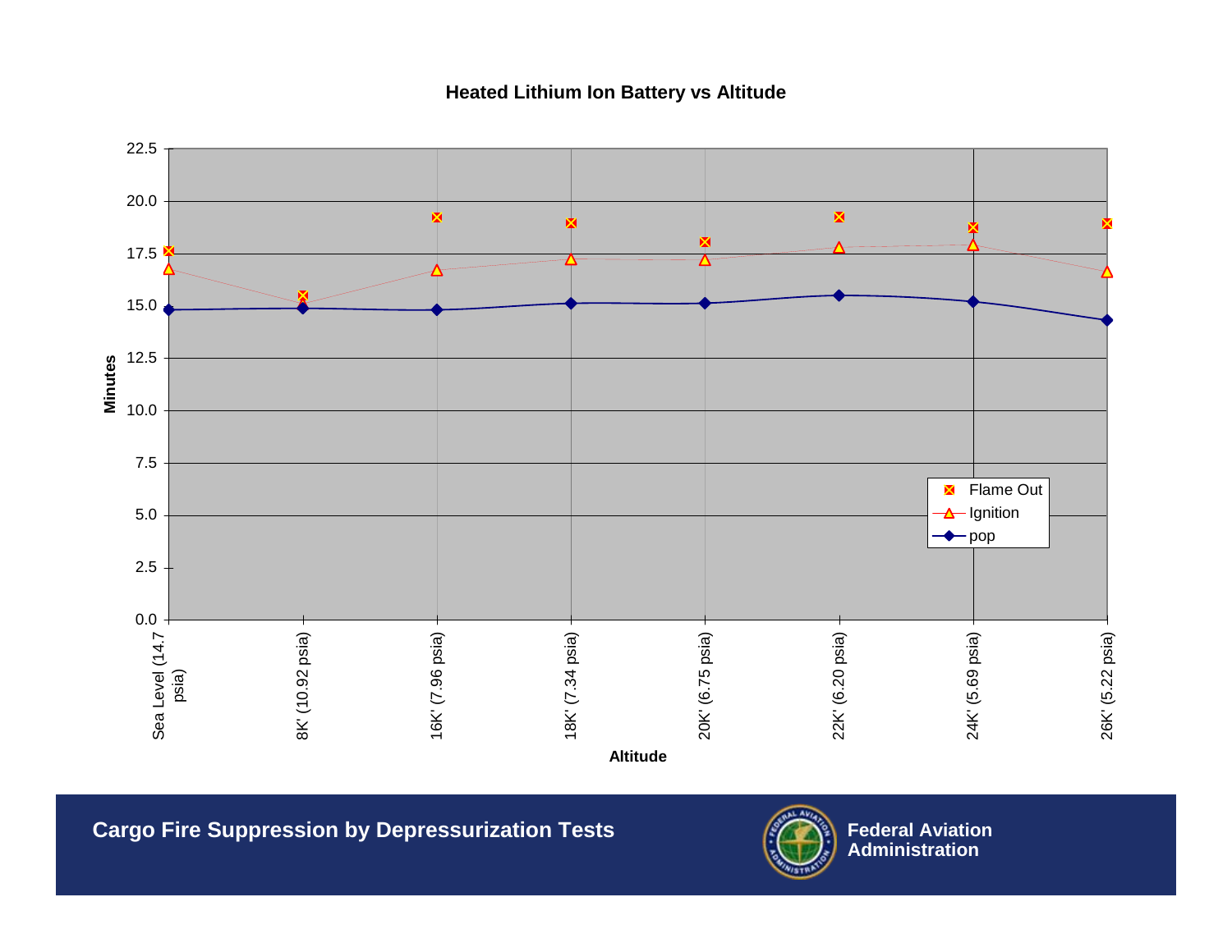# Heated Lithium Ion Battery vs Altitude

| Altitude | pop (min) | Ignition (min) | Flame Out (min) |
|---|---|---|---|
| Sea Level (14.7 psia) | 14.8 | 16.8 | 17.6 |
| 8K' (10.92 psia) | 14.9 | 15.1 | 15.5 |
| 16K' (7.96 psia) | 14.8 | 16.7 | 19.2 |
| 18K' (7.34 psia) | 15.1 | 17.2 | 18.9 |
| 20K' (6.75 psia) | 15.1 | 17.2 | 18.0 |
| 22K' (6.20 psia) | 15.5 | 17.8 | 19.2 |
| 24K' (5.69 psia) | 15.2 | 17.9 | 18.7 |
| 26K' (5.22 psia) | 14.3 | 16.6 | 18.9 |

*Values estimated from chart; y-axis: Minutes, x-axis: Altitude.*

**Cargo Fire Suppression by Depressurization Tests**

**Federal Aviation Administration**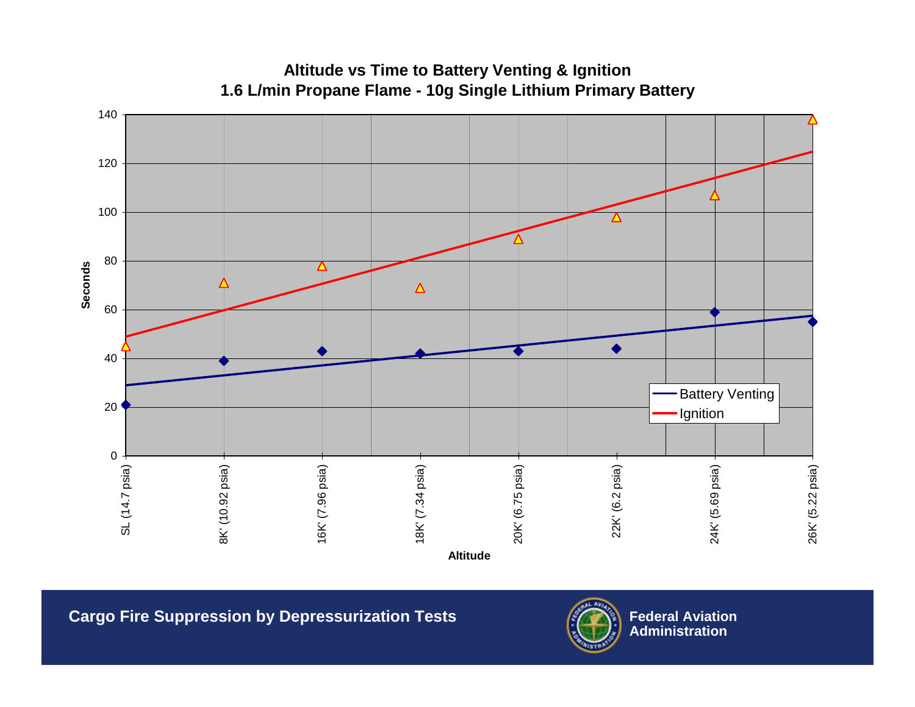## Altitude vs Time to Battery Venting & Ignition
## 1.6 L/min Propane Flame - 10g Single Lithium Primary Battery

Seconds

Altitude

SL (14.7 psia) | 8K' (10.92 psia) | 16K' (7.96 psia) | 18K' (7.34 psia) | 20K' (6.75 psia) | 22K' (6.2 psia) | 24K' (5.69 psia) | 26K' (5.22 psia)

Battery Venting

Ignition

**Cargo Fire Suppression by Depressurization Tests**

**Federal Aviation Administration**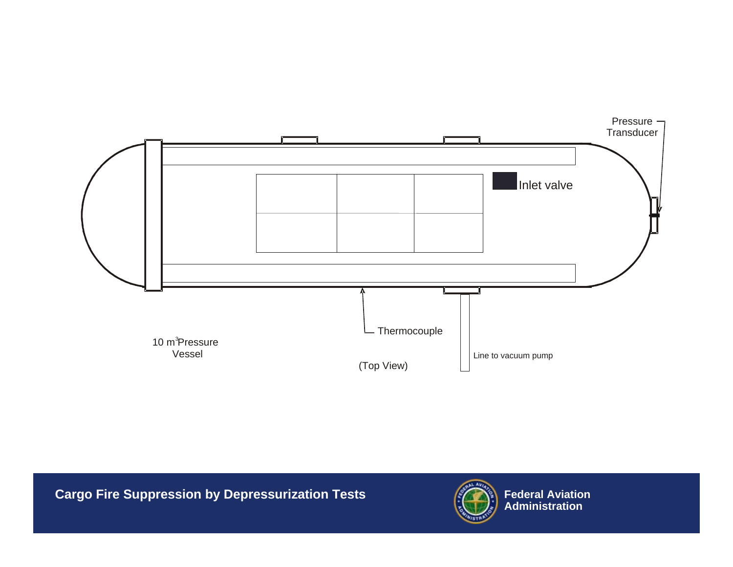Pressure Transducer

Inlet valve

Thermocouple

$10\ m^3$ Pressure Vessel

(Top View)

Line to vacuum pump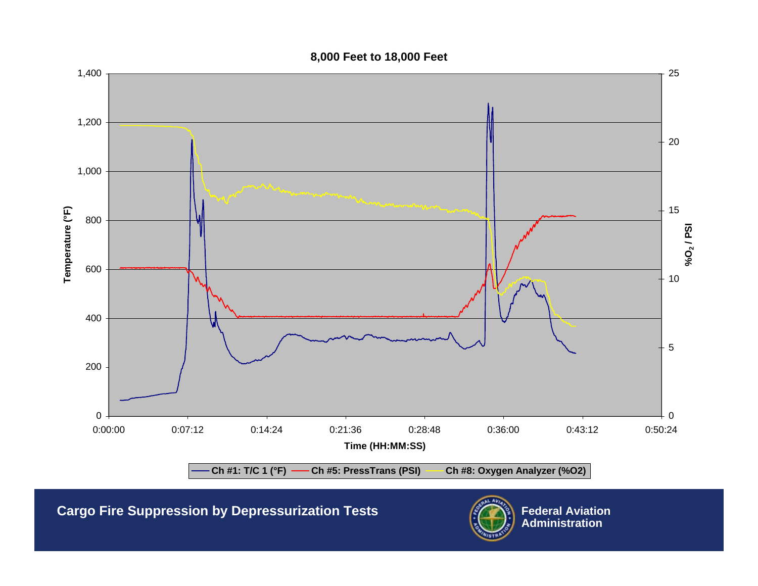## 8,000 Feet to 18,000 Feet

Temperature (°F) — left axis: 0, 200, 400, 600, 800, 1,000, 1,200, 1,400

$\%O_2$ / PSI — right axis: 0, 5, 10, 15, 20, 25

Time (HH:MM:SS): 0:00:00, 0:07:12, 0:14:24, 0:21:36, 0:28:48, 0:36:00, 0:43:12, 0:50:24

Ch #1: T/C 1 (°F) — Ch #5: PressTrans (PSI) — Ch #8: Oxygen Analyzer (%O2)

**Cargo Fire Suppression by Depressurization Tests**

**Federal Aviation Administration**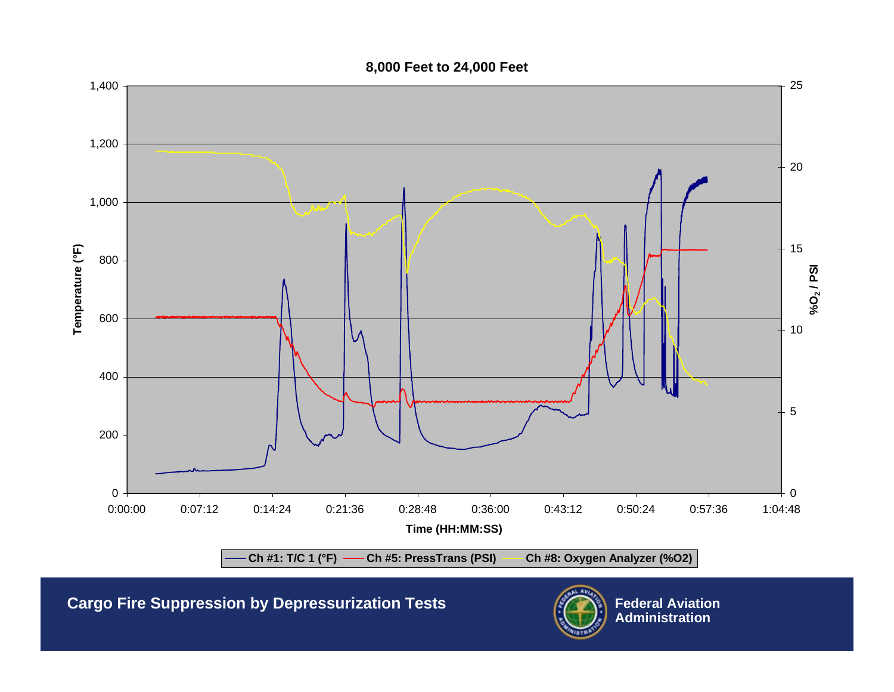## 8,000 Feet to 24,000 Feet

Temperature (°F) / $\%O_2$ / PSI vs. Time (HH:MM:SS)

Ch #1: T/C 1 (°F) — Ch #5: PressTrans (PSI) — Ch #8: Oxygen Analyzer (%O2)

**Cargo Fire Suppression by Depressurization Tests**

**Federal Aviation Administration**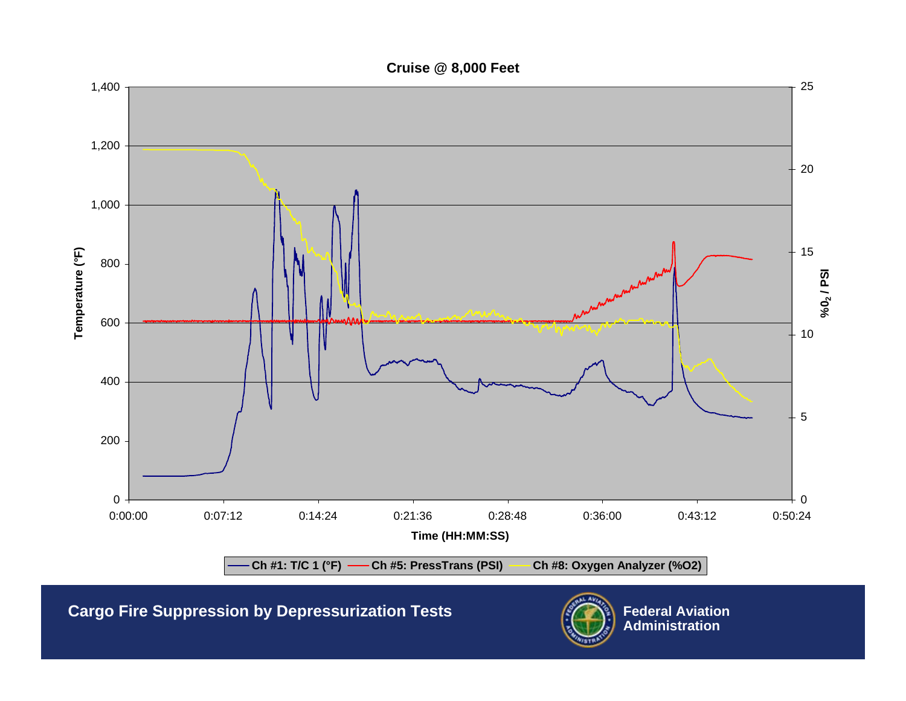Cruise @ 8,000 Feet

Temperature (°F)

1,400
1,200
1,000
800
600
400
200
0

%$0_2$ / PSI

25
20
15
10
5
0

0:00:00
0:07:12
0:14:24
0:21:36
0:28:48
0:36:00
0:43:12
0:50:24

Time (HH:MM:SS)

Ch #1: T/C 1 (°F) — Ch #5: PressTrans (PSI) — Ch #8: Oxygen Analyzer (%O2)

**Cargo Fire Suppression by Depressurization Tests**

**Federal Aviation Administration**